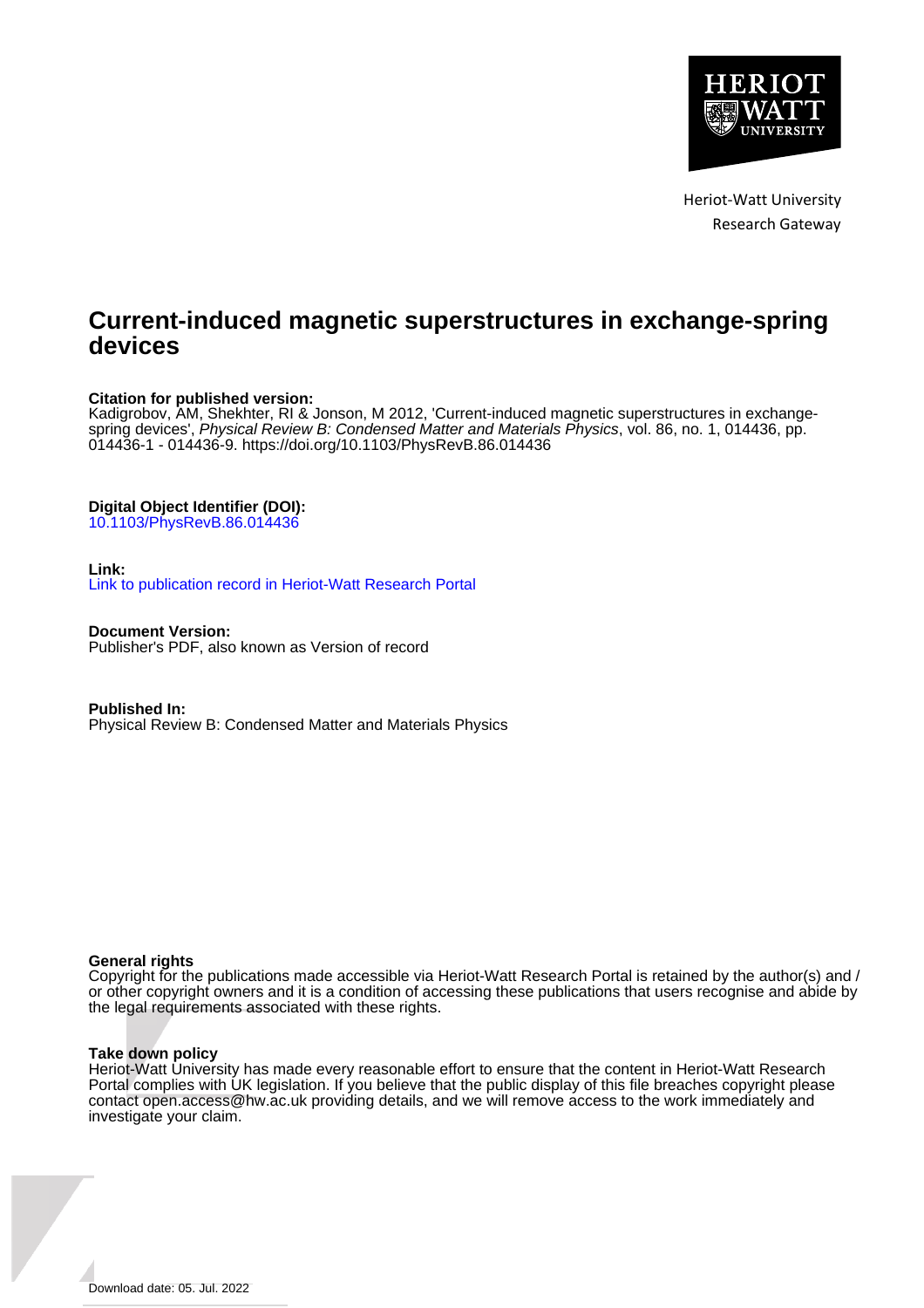Heriot-Watt University
Research Gateway

# Current-induced magnetic superstructures in exchange-spring devices

**Citation for published version:**
Kadigrobov, AM, Shekhter, RI & Jonson, M 2012, 'Current-induced magnetic superstructures in exchange-spring devices', *Physical Review B: Condensed Matter and Materials Physics*, vol. 86, no. 1, 014436, pp. 014436-1 - 014436-9. https://doi.org/10.1103/PhysRevB.86.014436

**Digital Object Identifier (DOI):**
10.1103/PhysRevB.86.014436

**Link:**
Link to publication record in Heriot-Watt Research Portal

**Document Version:**
Publisher's PDF, also known as Version of record

**Published In:**
Physical Review B: Condensed Matter and Materials Physics

**General rights**
Copyright for the publications made accessible via Heriot-Watt Research Portal is retained by the author(s) and / or other copyright owners and it is a condition of accessing these publications that users recognise and abide by the legal requirements associated with these rights.

**Take down policy**
Heriot-Watt University has made every reasonable effort to ensure that the content in Heriot-Watt Research Portal complies with UK legislation. If you believe that the public display of this file breaches copyright please contact open.access@hw.ac.uk providing details, and we will remove access to the work immediately and investigate your claim.

Download date: 05. Jul. 2022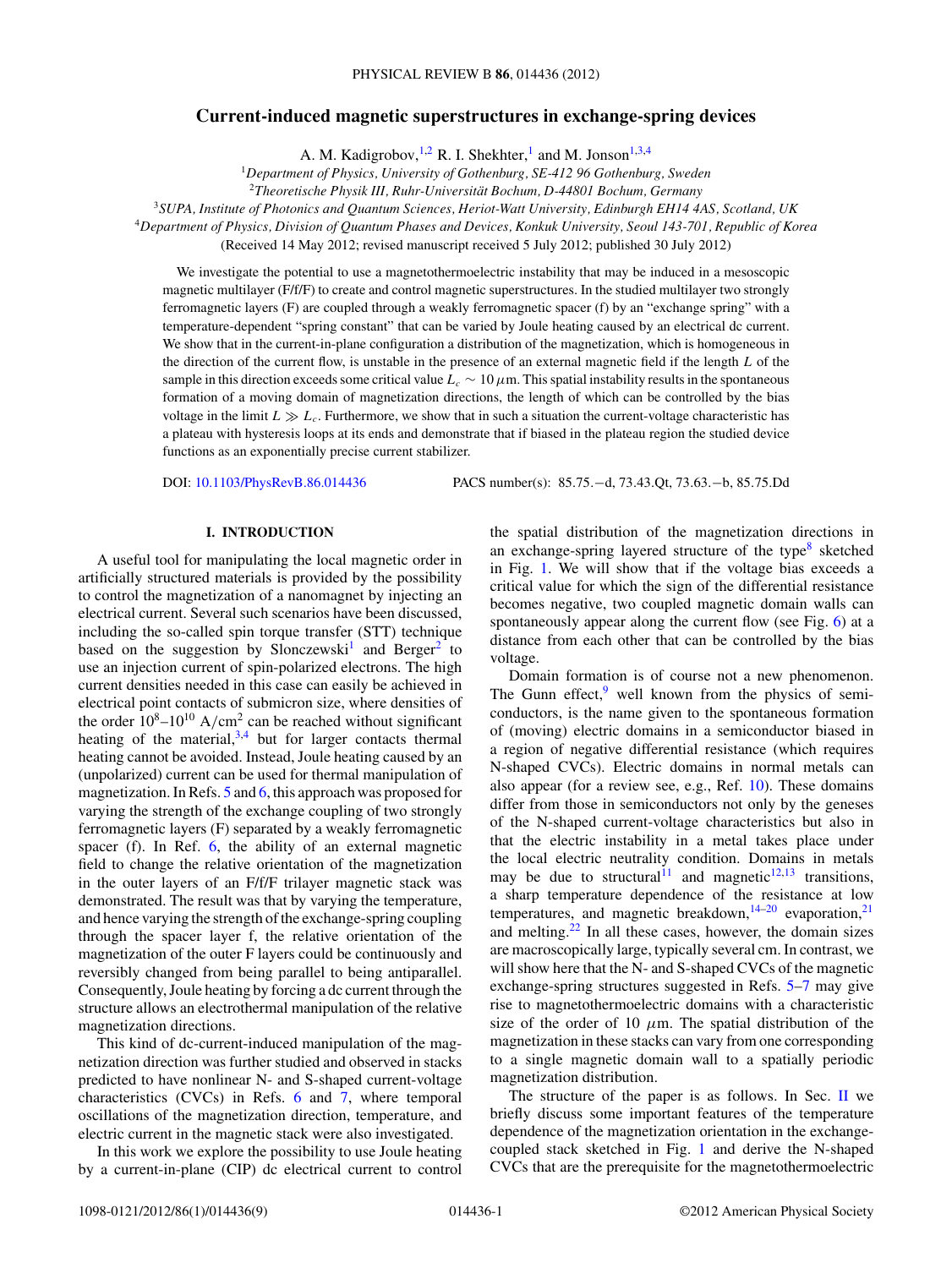# Current-induced magnetic superstructures in exchange-spring devices

A. M. Kadigrobov,[1,2] R. I. Shekhter,[1] and M. Jonson[1,3,4]

[1]Department of Physics, University of Gothenburg, SE-412 96 Gothenburg, Sweden

[2]Theoretische Physik III, Ruhr-Universität Bochum, D-44801 Bochum, Germany

[3]SUPA, Institute of Photonics and Quantum Sciences, Heriot-Watt University, Edinburgh EH14 4AS, Scotland, UK

[4]Department of Physics, Division of Quantum Phases and Devices, Konkuk University, Seoul 143-701, Republic of Korea

(Received 14 May 2012; revised manuscript received 5 July 2012; published 30 July 2012)

We investigate the potential to use a magnetothermoelectric instability that may be induced in a mesoscopic magnetic multilayer (F/f/F) to create and control magnetic superstructures. In the studied multilayer two strongly ferromagnetic layers (F) are coupled through a weakly ferromagnetic spacer (f) by an "exchange spring" with a temperature-dependent "spring constant" that can be varied by Joule heating caused by an electrical dc current. We show that in the current-in-plane configuration a distribution of the magnetization, which is homogeneous in the direction of the current flow, is unstable in the presence of an external magnetic field if the length $L$ of the sample in this direction exceeds some critical value $L_c \sim 10\,\mu$m. This spatial instability results in the spontaneous formation of a moving domain of magnetization directions, the length of which can be controlled by the bias voltage in the limit $L \gg L_c$. Furthermore, we show that in such a situation the current-voltage characteristic has a plateau with hysteresis loops at its ends and demonstrate that if biased in the plateau region the studied device functions as an exponentially precise current stabilizer.

DOI: 10.1103/PhysRevB.86.014436 PACS number(s): 85.75.−d, 73.43.Qt, 73.63.−b, 85.75.Dd

## I. INTRODUCTION

A useful tool for manipulating the local magnetic order in artificially structured materials is provided by the possibility to control the magnetization of a nanomagnet by injecting an electrical current. Several such scenarios have been discussed, including the so-called spin torque transfer (STT) technique based on the suggestion by Slonczewski[1] and Berger[2] to use an injection current of spin-polarized electrons. The high current densities needed in this case can easily be achieved in electrical point contacts of submicron size, where densities of the order $10^8$–$10^{10}$ A/cm$^2$ can be reached without significant heating of the material,[3,4] but for larger contacts thermal heating cannot be avoided. Instead, Joule heating caused by an (unpolarized) current can be used for thermal manipulation of magnetization. In Refs. 5 and 6, this approach was proposed for varying the strength of the exchange coupling of two strongly ferromagnetic layers (F) separated by a weakly ferromagnetic spacer (f). In Ref. 6, the ability of an external magnetic field to change the relative orientation of the magnetization in the outer layers of an F/f/F trilayer magnetic stack was demonstrated. The result was that by varying the temperature, and hence varying the strength of the exchange-spring coupling through the spacer layer f, the relative orientation of the magnetization of the outer F layers could be continuously and reversibly changed from being parallel to being antiparallel. Consequently, Joule heating by forcing a dc current through the structure allows an electrothermal manipulation of the relative magnetization directions.

This kind of dc-current-induced manipulation of the magnetization direction was further studied and observed in stacks predicted to have nonlinear N- and S-shaped current-voltage characteristics (CVCs) in Refs. 6 and 7, where temporal oscillations of the magnetization direction, temperature, and electric current in the magnetic stack were also investigated.

In this work we explore the possibility to use Joule heating by a current-in-plane (CIP) dc electrical current to control the spatial distribution of the magnetization directions in an exchange-spring type layered structure of the type[8] sketched in Fig. 1. We will show that if the voltage bias exceeds a critical value for which the sign of the differential resistance becomes negative, two coupled magnetic domain walls can spontaneously appear along the current flow (see Fig. 6) at a distance from each other that can be controlled by the bias voltage.

Domain formation is of course not a new phenomenon. The Gunn effect,[9] well known from the physics of semiconductors, is the name given to the spontaneous formation of (moving) electric domains in a semiconductor biased in a region of negative differential resistance (which requires N-shaped CVCs). Electric domains in normal metals can also appear (for a review see, e.g., Ref. 10). These domains differ from those in semiconductors not only by the geneses of the N-shaped current-voltage characteristics but also in that the electric instability in a metal takes place under the local electric neutrality condition. Domains in metals may be due to structural[11] and magnetic[12,13] transitions, a sharp temperature dependence of the resistance at low temperatures, and magnetic breakdown,[14–20] evaporation,[21] and melting.[22] In all these cases, however, the domain sizes are macroscopically large, typically several cm. In contrast, we will show here that the N- and S-shaped CVCs of the magnetic exchange-spring structures suggested in Refs. 5–7 may give rise to magnetothermoelectric domains with a characteristic size of the order of 10 $\mu$m. The spatial distribution of the magnetization in these stacks can vary from one corresponding to a single magnetic domain wall to a spatially periodic magnetization distribution.

The structure of the paper is as follows. In Sec. II we briefly discuss some important features of the temperature dependence of the magnetization orientation in the exchange-coupled stack sketched in Fig. 1 and derive the N-shaped CVCs that are the prerequisite for the magnetothermoelectric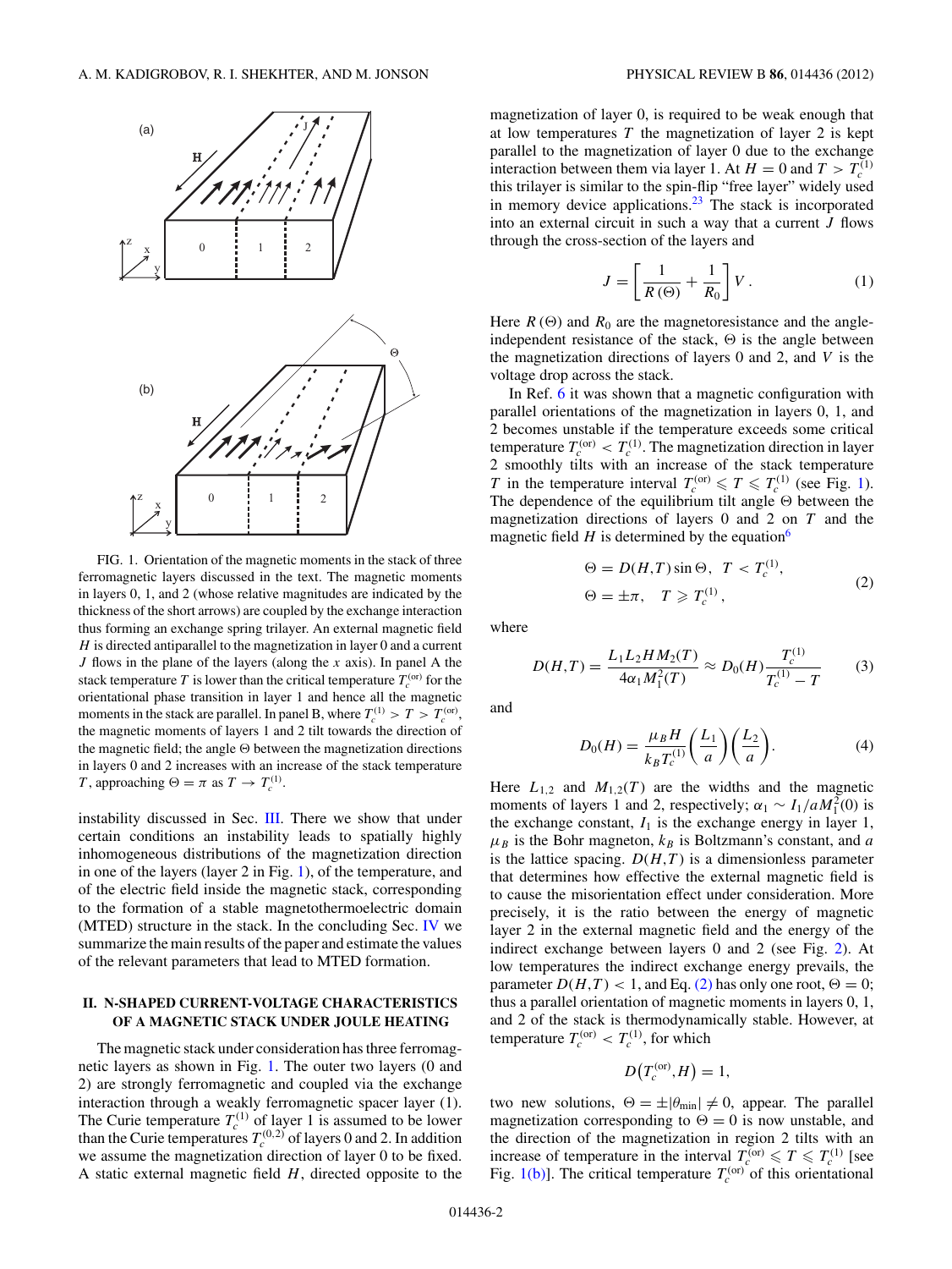FIG. 1. Orientation of the magnetic moments in the stack of three ferromagnetic layers discussed in the text. The magnetic moments in layers 0, 1, and 2 (whose relative magnitudes are indicated by the thickness of the short arrows) are coupled by the exchange interaction thus forming an exchange spring trilayer. An external magnetic field $H$ is directed antiparallel to the magnetization in layer 0 and a current $J$ flows in the plane of the layers (along the $x$ axis). In panel A the stack temperature $T$ is lower than the critical temperature $T_c^{(\rm or)}$ for the orientational phase transition in layer 1 and hence all the magnetic moments in the stack are parallel. In panel B, where $T_c^{(1)} > T > T_c^{(\rm or)}$, the magnetic moments of layers 1 and 2 tilt towards the direction of the magnetic field; the angle $\Theta$ between the magnetization directions in layers 0 and 2 increases with an increase of the stack temperature $T$, approaching $\Theta = \pi$ as $T \to T_c^{(1)}$.

instability discussed in Sec. III. There we show that under certain conditions an instability leads to spatially highly inhomogeneous distributions of the magnetization direction in one of the layers (layer 2 in Fig. 1), of the temperature, and of the electric field inside the magnetic stack, corresponding to the formation of a stable magnetothermoelectric domain (MTED) structure in the stack. In the concluding Sec. IV we summarize the main results of the paper and estimate the values of the relevant parameters that lead to MTED formation.

## II. N-SHAPED CURRENT-VOLTAGE CHARACTERISTICS OF A MAGNETIC STACK UNDER JOULE HEATING

The magnetic stack under consideration has three ferromagnetic layers as shown in Fig. 1. The outer two layers (0 and 2) are strongly ferromagnetic and coupled via the exchange interaction through a weakly ferromagnetic spacer layer (1). The Curie temperature $T_c^{(1)}$ of layer 1 is assumed to be lower than the Curie temperatures $T_c^{(0,2)}$ of layers 0 and 2. In addition we assume the magnetization direction of layer 0 to be fixed. A static external magnetic field $H$, directed opposite to the magnetization of layer 0, is required to be weak enough that at low temperatures $T$ the magnetization of layer 2 is kept parallel to the magnetization of layer 0 due to the exchange interaction between them via layer 1. At $H = 0$ and $T > T_c^{(1)}$ this trilayer is similar to the spin-flip "free layer" widely used in memory device applications.[23] The stack is incorporated into an external circuit in such a way that a current $J$ flows through the cross-section of the layers and

$$J = \left[\frac{1}{R(\Theta)} + \frac{1}{R_0}\right] V. \tag{1}$$

Here $R(\Theta)$ and $R_0$ are the magnetoresistance and the angle-independent resistance of the stack, $\Theta$ is the angle between the magnetization directions of layers 0 and 2, and $V$ is the voltage drop across the stack.

In Ref. 6 it was shown that a magnetic configuration with parallel orientations of the magnetization in layers 0, 1, and 2 becomes unstable if the temperature exceeds some critical temperature $T_c^{(\rm or)} < T_c^{(1)}$. The magnetization direction in layer 2 smoothly tilts with an increase of the stack temperature $T$ in the temperature interval $T_c^{(\rm or)} \leqslant T \leqslant T_c^{(1)}$ (see Fig. 1). The dependence of the equilibrium tilt angle $\Theta$ between the magnetization directions of layers 0 and 2 on $T$ and the magnetic field $H$ is determined by the equation[6]

$$\begin{aligned} &\Theta = D(H,T)\sin\Theta, \quad T < T_c^{(1)}, \\ &\Theta = \pm\pi, \quad T \geqslant T_c^{(1)}, \end{aligned} \tag{2}$$

where

$$D(H,T) = \frac{L_1 L_2 H M_2(T)}{4\alpha_1 M_1^2(T)} \approx D_0(H)\frac{T_c^{(1)}}{T_c^{(1)} - T} \tag{3}$$

and

$$D_0(H) = \frac{\mu_B H}{k_B T_c^{(1)}}\left(\frac{L_1}{a}\right)\left(\frac{L_2}{a}\right). \tag{4}$$

Here $L_{1,2}$ and $M_{1,2}(T)$ are the widths and the magnetic moments of layers 1 and 2, respectively; $\alpha_1 \sim I_1/aM_1^2(0)$ is the exchange constant, $I_1$ is the exchange energy in layer 1, $\mu_B$ is the Bohr magneton, $k_B$ is Boltzmann's constant, and $a$ is the lattice spacing. $D(H,T)$ is a dimensionless parameter that determines how effective the external magnetic field is to cause the misorientation effect under consideration. More precisely, it is the ratio between the energy of magnetic layer 2 in the external magnetic field and the energy of the indirect exchange between layers 0 and 2 (see Fig. 2). At low temperatures the indirect exchange energy prevails, the parameter $D(H,T) < 1$, and Eq. (2) has only one root, $\Theta = 0$; thus a parallel orientation of magnetic moments in layers 0, 1, and 2 of the stack is thermodynamically stable. However, at temperature $T_c^{(\rm or)} < T_c^{(1)}$, for which

$$D\left(T_c^{(\rm or)}, H\right) = 1,$$

two new solutions, $\Theta = \pm|\theta_{\min}| \neq 0$, appear. The parallel magnetization corresponding to $\Theta = 0$ is now unstable, and the direction of the magnetization in region 2 tilts with an increase of temperature in the interval $T_c^{(\rm or)} \leqslant T \leqslant T_c^{(1)}$ [see Fig. 1(b)]. The critical temperature $T_c^{(\rm or)}$ of this orientational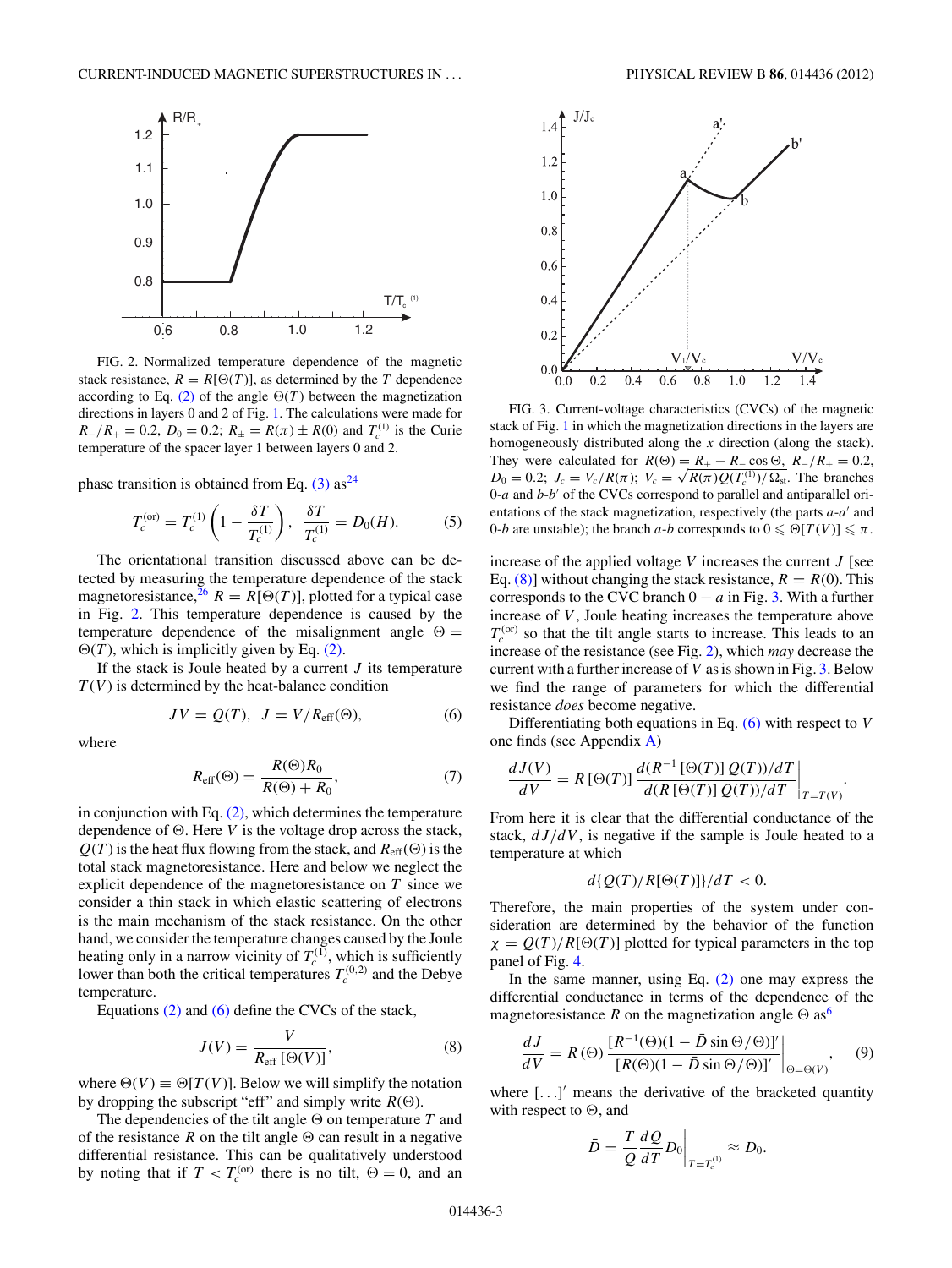FIG. 2. Normalized temperature dependence of the magnetic stack resistance, $R = R[\Theta(T)]$, as determined by the $T$ dependence according to Eq. (2) of the angle $\Theta(T)$ between the magnetization directions in layers 0 and 2 of Fig. 1. The calculations were made for $R_-/R_+ = 0.2$, $D_0 = 0.2$; $R_\pm = R(\pi) \pm R(0)$ and $T_c^{(1)}$ is the Curie temperature of the spacer layer 1 between layers 0 and 2.

phase transition is obtained from Eq. (3) as[24]

$$T_c^{(\rm or)} = T_c^{(1)}\left(1 - \frac{\delta T}{T_c^{(1)}}\right), \quad \frac{\delta T}{T_c^{(1)}} = D_0(H). \tag{5}$$

The orientational transition discussed above can be detected by measuring the temperature dependence of the stack magnetoresistance,[26] $R = R[\Theta(T)]$, plotted for a typical case in Fig. 2. This temperature dependence is caused by the temperature dependence of the misalignment angle $\Theta = \Theta(T)$, which is implicitly given by Eq. (2).

If the stack is Joule heated by a current $J$ its temperature $T(V)$ is determined by the heat-balance condition

$$JV = Q(T), \quad J = V/R_{\rm eff}(\Theta), \tag{6}$$

where

$$R_{\rm eff}(\Theta) = \frac{R(\Theta)R_0}{R(\Theta) + R_0}, \tag{7}$$

in conjunction with Eq. (2), which determines the temperature dependence of $\Theta$. Here $V$ is the voltage drop across the stack, $Q(T)$ is the heat flux flowing from the stack, and $R_{\rm eff}(\Theta)$ is the total stack magnetoresistance. Here and below we neglect the explicit dependence of the magnetoresistance on $T$ since we consider a thin stack in which elastic scattering of electrons is the main mechanism of the stack resistance. On the other hand, we consider the temperature changes caused by the Joule heating only in a narrow vicinity of $T_c^{(1)}$, which is sufficiently lower than both the critical temperatures $T_c^{(0,2)}$ and the Debye temperature.

Equations (2) and (6) define the CVCs of the stack,

$$J(V) = \frac{V}{R_{\rm eff}\,[\Theta(V)]}, \tag{8}$$

where $\Theta(V) \equiv \Theta[T(V)]$. Below we will simplify the notation by dropping the subscript "eff" and simply write $R(\Theta)$.

The dependencies of the tilt angle $\Theta$ on temperature $T$ and of the resistance $R$ on the tilt angle $\Theta$ can result in a negative differential resistance. This can be qualitatively understood by noting that if $T < T_c^{(\rm or)}$ there is no tilt, $\Theta = 0$, and an increase of the applied voltage $V$ increases the current $J$ [see Eq. (8)] without changing the stack resistance, $R = R(0)$. This corresponds to the CVC branch $0 - a$ in Fig. 3. With a further increase of $V$, Joule heating increases the temperature above $T_c^{(\rm or)}$ so that the tilt angle starts to increase. This leads to an increase of the resistance (see Fig. 2), which *may* decrease the current with a further increase of $V$ as is shown in Fig. 3. Below we find the range of parameters for which the differential resistance *does* become negative.

FIG. 3. Current-voltage characteristics (CVCs) of the magnetic stack of Fig. 1 in which the magnetization directions in the layers are homogeneously distributed along the $x$ direction (along the stack). They were calculated for $R(\Theta) = R_+ - R_- \cos\Theta$, $R_-/R_+ = 0.2$, $D_0 = 0.2$; $J_c = V_c/R(\pi)$; $V_c = \sqrt{R(\pi)Q(T_c^{(1)})/\Omega_{\rm st}}$. The branches 0-$a$ and $b$-$b'$ of the CVCs correspond to parallel and antiparallel orientations of the stack magnetization, respectively (the parts $a$-$a'$ and 0-$b$ are unstable); the branch $a$-$b$ corresponds to $0 \leqslant \Theta[T(V)] \leqslant \pi$.

Differentiating both equations in Eq. (6) with respect to $V$ one finds (see Appendix A)

$$\frac{dJ(V)}{dV} = R\,[\Theta(T)]\,\frac{d(R^{-1}\,[\Theta(T)]\,Q(T))/dT}{d(R\,[\Theta(T)]\,Q(T))/dT}\bigg|_{T=T(V)}.$$

From here it is clear that the differential conductance of the stack, $dJ/dV$, is negative if the sample is Joule heated to a temperature at which

$$d\{Q(T)/R[\Theta(T)]\}/dT < 0.$$

Therefore, the main properties of the system under consideration are determined by the behavior of the function $\chi = Q(T)/R[\Theta(T)]$ plotted for typical parameters in the top panel of Fig. 4.

In the same manner, using Eq. (2) one may express the differential conductance in terms of the dependence of the magnetoresistance $R$ on the magnetization angle $\Theta$ as[6]

$$\frac{dJ}{dV} = R\,(\Theta)\,\frac{[R^{-1}(\Theta)(1 - \bar{D}\sin\Theta/\Theta)]'}{[R(\Theta)(1 - \bar{D}\sin\Theta/\Theta)]'}\bigg|_{\Theta=\Theta(V)}, \tag{9}$$

where $[\ldots]'$ means the derivative of the bracketed quantity with respect to $\Theta$, and

$$\bar{D} = \frac{T}{Q}\frac{dQ}{dT}D_0\bigg|_{T=T_c^{(1)}} \approx D_0.$$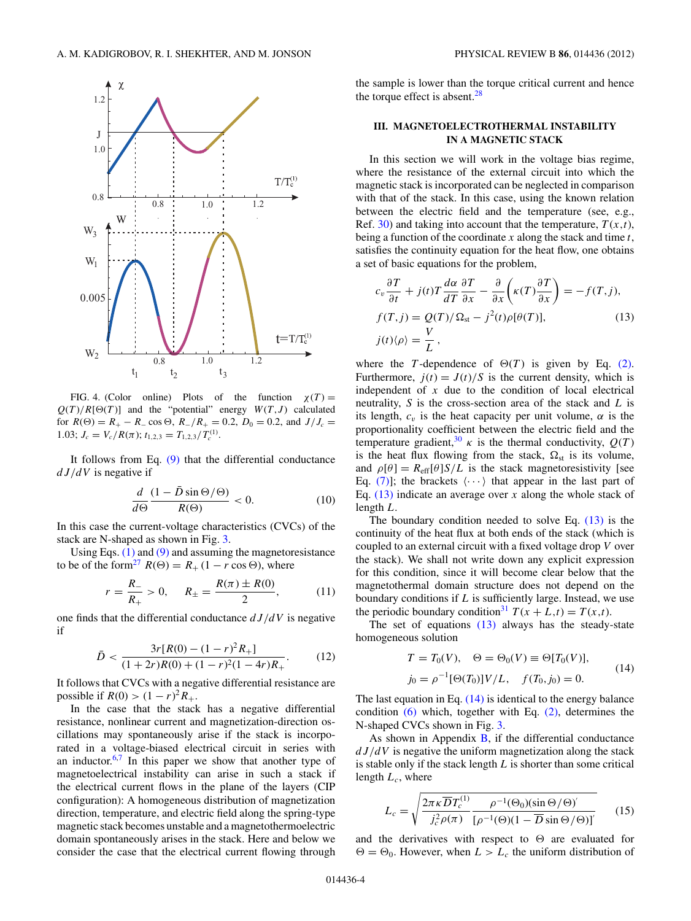FIG. 4. (Color online) Plots of the function $\chi(T) = Q(T)/R[\Theta(T)]$ and the "potential" energy $W(T,J)$ calculated for $R(\Theta) = R_+ - R_- \cos\Theta$, $R_-/R_+ = 0.2$, $D_0 = 0.2$, and $J/J_c = 1.03$; $J_c = V_c/R(\pi)$; $t_{1,2,3} = T_{1,2,3}/T_c^{(1)}$.

It follows from Eq. (9) that the differential conductance $dJ/dV$ is negative if

$$\frac{d}{d\Theta}\frac{(1-\bar{D}\sin\Theta/\Theta)}{R(\Theta)} < 0. \tag{10}$$

In this case the current-voltage characteristics (CVCs) of the stack are N-shaped as shown in Fig. 3.

Using Eqs. (1) and (9) and assuming the magnetoresistance to be of the form[27] $R(\Theta) = R_+(1 - r\cos\Theta)$, where

$$r = \frac{R_-}{R_+} > 0, \qquad R_\pm = \frac{R(\pi) \pm R(0)}{2}, \tag{11}$$

one finds that the differential conductance $dJ/dV$ is negative if

$$\bar{D} < \frac{3r[R(0) - (1-r)^2 R_+]}{(1+2r)R(0) + (1-r)^2(1-4r)R_+}. \tag{12}$$

It follows that CVCs with a negative differential resistance are possible if $R(0) > (1-r)^2 R_+$.

In the case that the stack has a negative differential resistance, nonlinear current and magnetization-direction oscillations may spontaneously arise if the stack is incorporated in a voltage-biased electrical circuit in series with an inductor.[6,7] In this paper we show that another type of magnetoelectrical instability can arise in such a stack if the electrical current flows in the plane of the layers (CIP configuration): A homogeneous distribution of magnetization direction, temperature, and electric field along the spring-type magnetic stack becomes unstable and a magnetothermoelectric domain structure spontaneously arises in the stack. Here and below we consider the case that the electrical current flowing through the sample is lower than the torque critical current and hence the torque effect is absent.[28]

## III. MAGNETOELECTROTHERMAL INSTABILITY IN A MAGNETIC STACK

In this section we will work in the voltage bias regime, where the resistance of the external circuit into which the magnetic stack is incorporated can be neglected in comparison with that of the stack. In this case, using the known relation between the electric field and the temperature (see, e.g., Ref. 30) and taking into account that the temperature, $T(x,t)$, being a function of the coordinate $x$ along the stack and time $t$, satisfies the continuity equation for the heat flow, one obtains a set of basic equations for the problem,

$$\begin{gathered} c_v\frac{\partial T}{\partial t} + j(t)T\frac{d\alpha}{dT}\frac{\partial T}{\partial x} - \frac{\partial}{\partial x}\left(\kappa(T)\frac{\partial T}{\partial x}\right) = -f(T,j), \\ f(T,j) = Q(T)/\Omega_{\rm st} - j^2(t)\rho[\theta(T)], \\ j(t)\langle\rho\rangle = \frac{V}{L}, \end{gathered} \tag{13}$$

where the $T$-dependence of $\Theta(T)$ is given by Eq. (2). Furthermore, $j(t) = J(t)/S$ is the current density, which is independent of $x$ due to the condition of local electrical neutrality, $S$ is the cross-section area of the stack and $L$ is its length, $c_v$ is the heat capacity per unit volume, $\alpha$ is the proportionality coefficient between the electric field and the temperature gradient,[30] $\kappa$ is the thermal conductivity, $Q(T)$ is the heat flux flowing from the stack, $\Omega_{\rm st}$ is its volume, and $\rho[\theta] = R_{\rm eff}[\theta]S/L$ is the stack magnetoresistivity [see Eq. (7)]; the brackets $\langle\cdots\rangle$ that appear in the last part of Eq. (13) indicate an average over $x$ along the whole stack of length $L$.

The boundary condition needed to solve Eq. (13) is the continuity of the heat flux at both ends of the stack (which is coupled to an external circuit with a fixed voltage drop $V$ over the stack). We shall not write down any explicit expression for this condition, since it will become clear below that the magnetothermal domain structure does not depend on the boundary conditions if $L$ is sufficiently large. Instead, we use the periodic boundary condition[31] $T(x+L,t) = T(x,t)$.

The set of equations (13) always has the steady-state homogeneous solution

$$\begin{gathered} T = T_0(V), \quad \Theta = \Theta_0(V) \equiv \Theta[T_0(V)], \\ j_0 = \rho^{-1}[\Theta(T_0)]V/L, \quad f(T_0, j_0) = 0. \end{gathered} \tag{14}$$

The last equation in Eq. (14) is identical to the energy balance condition (6) which, together with Eq. (2), determines the N-shaped CVCs shown in Fig. 3.

As shown in Appendix B, if the differential conductance $dJ/dV$ is negative the uniform magnetization along the stack is stable only if the stack length $L$ is shorter than some critical length $L_c$, where

$$L_c = \sqrt{\frac{2\pi\kappa\bar{D}T_c^{(1)}}{j_c^2\rho(\pi)}\frac{\rho^{-1}(\Theta_0)(\sin\Theta/\Theta)'}{[\rho^{-1}(\Theta)(1-\bar{D}\sin\Theta/\Theta)]'}} \tag{15}$$

and the derivatives with respect to $\Theta$ are evaluated for $\Theta = \Theta_0$. However, when $L > L_c$ the uniform distribution of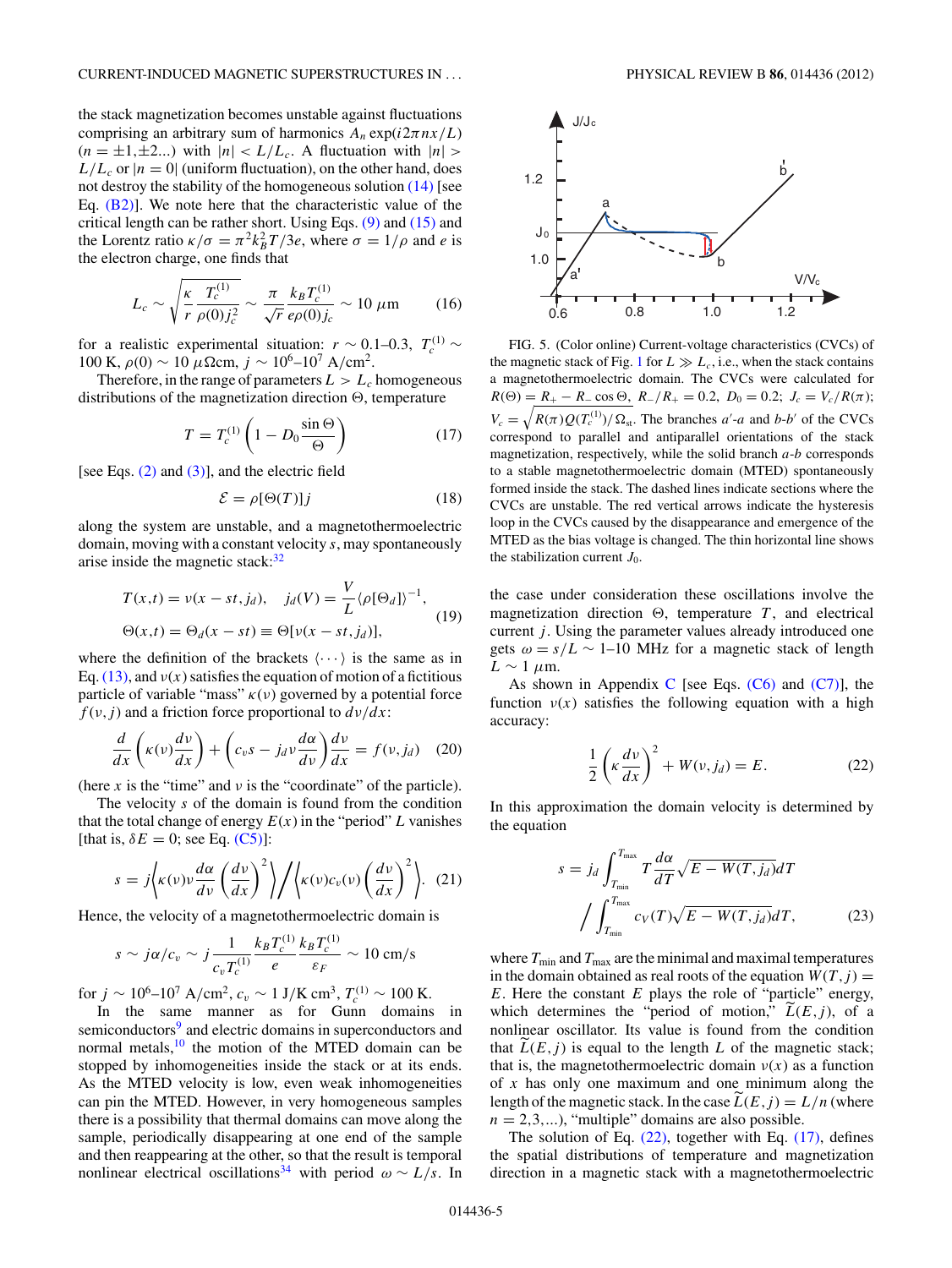the stack magnetization becomes unstable against fluctuations comprising an arbitrary sum of harmonics $A_n \exp(i2\pi nx/L)$ ($n = \pm1, \pm2 \ldots$) with $|n| < L/L_c$. A fluctuation with $|n| > L/L_c$ or $|n = 0|$ (uniform fluctuation), on the other hand, does not destroy the stability of the homogeneous solution (14) [see Eq. (B2)]. We note here that the characteristic value of the critical length can be rather short. Using Eqs. (9) and (15) and the Lorentz ratio $\kappa/\sigma = \pi^2 k_B^2 T/3e$, where $\sigma = 1/\rho$ and $e$ is the electron charge, one finds that

$$L_c \sim \sqrt{\frac{\kappa}{r}\frac{T_c^{(1)}}{\rho(0)j_c^2}} \sim \frac{\pi}{\sqrt{r}}\frac{k_B T_c^{(1)}}{e\rho(0)j_c} \sim 10\ \mu\text{m} \tag{16}$$

for a realistic experimental situation: $r \sim 0.1$–$0.3$, $T_c^{(1)} \sim 100$ K, $\rho(0) \sim 10\ \mu\Omega$cm, $j \sim 10^6$–$10^7$ A/cm$^2$.

Therefore, in the range of parameters $L > L_c$ homogeneous distributions of the magnetization direction $\Theta$, temperature

$$T = T_c^{(1)}\left(1 - D_0\frac{\sin\Theta}{\Theta}\right) \tag{17}$$

[see Eqs. (2) and (3)], and the electric field

$$\mathcal{E} = \rho[\Theta(T)]j \tag{18}$$

along the system are unstable, and a magnetothermoelectric domain, moving with a constant velocity $s$, may spontaneously arise inside the magnetic stack:[32]

$$T(x,t) = \nu(x - st, j_d), \quad j_d(V) = \frac{V}{L}\langle\rho[\Theta_d]\rangle^{-1},$$
$$\Theta(x,t) = \Theta_d(x - st) \equiv \Theta[\nu(x - st, j_d)], \tag{19}$$

where the definition of the brackets $\langle\cdots\rangle$ is the same as in Eq. (13), and $\nu(x)$ satisfies the equation of motion of a fictitious particle of variable "mass" $\kappa(\nu)$ governed by a potential force $f(\nu, j)$ and a friction force proportional to $d\nu/dx$:

$$\frac{d}{dx}\left(\kappa(\nu)\frac{d\nu}{dx}\right) + \left(c_v s - j_d \nu\frac{d\alpha}{d\nu}\right)\frac{d\nu}{dx} = f(\nu, j_d) \tag{20}$$

(here $x$ is the "time" and $\nu$ is the "coordinate" of the particle).

The velocity $s$ of the domain is found from the condition that the total change of energy $E(x)$ in the "period" $L$ vanishes [that is, $\delta E = 0$; see Eq. (C5)]:

$$s = j\left\langle\kappa(\nu)\nu\frac{d\alpha}{d\nu}\left(\frac{d\nu}{dx}\right)^2\right\rangle\Bigg/\left\langle\kappa(\nu)c_v(\nu)\left(\frac{d\nu}{dx}\right)^2\right\rangle. \tag{21}$$

Hence, the velocity of a magnetothermoelectric domain is

$$s \sim j\alpha/c_v \sim j\frac{1}{c_v T_c^{(1)}}\frac{k_B T_c^{(1)}}{e}\frac{k_B T_c^{(1)}}{\varepsilon_F} \sim 10\ \text{cm/s}$$

for $j \sim 10^6$–$10^7$ A/cm$^2$, $c_v \sim 1$ J/K cm$^3$, $T_c^{(1)} \sim 100$ K.

In the same manner as for Gunn domains in semiconductors[9] and electric domains in superconductors and normal metals,[10] the motion of the MTED domain can be stopped by inhomogeneities inside the stack or at its ends. As the MTED velocity is low, even weak inhomogeneities can pin the MTED. However, in very homogeneous samples there is a possibility that thermal domains can move along the sample, periodically disappearing at one end of the sample and then reappearing at the other, so that the result is temporal nonlinear electrical oscillations[34] with period $\omega \sim L/s$. In the case under consideration these oscillations involve the magnetization direction $\Theta$, temperature $T$, and electrical current $j$. Using the parameter values already introduced one gets $\omega = s/L \sim 1$–$10$ MHz for a magnetic stack of length $L \sim 1\ \mu$m.

FIG. 5. (Color online) Current-voltage characteristics (CVCs) of the magnetic stack of Fig. 1 for $L \gg L_c$, i.e., when the stack contains a magnetothermoelectric domain. The CVCs were calculated for $R(\Theta) = R_+ - R_- \cos\Theta$, $R_-/R_+ = 0.2$, $D_0 = 0.2$; $J_c = V_c/R(\pi)$; $V_c = \sqrt{R(\pi)Q(T_c^{(1)})/\Omega_{st}}$. The branches $a'$-$a$ and $b$-$b'$ of the CVCs correspond to parallel and antiparallel orientations of the stack magnetization, respectively, while the solid branch $a$-$b$ corresponds to a stable magnetothermoelectric domain (MTED) spontaneously formed inside the stack. The dashed lines indicate sections where the CVCs are unstable. The red vertical arrows indicate the hysteresis loop in the CVCs caused by the disappearance and emergence of the MTED as the bias voltage is changed. The thin horizontal line shows the stabilization current $J_0$.

As shown in Appendix C [see Eqs. (C6) and (C7)], the function $\nu(x)$ satisfies the following equation with a high accuracy:

$$\frac{1}{2}\left(\kappa\frac{d\nu}{dx}\right)^2 + W(\nu, j_d) = E. \tag{22}$$

In this approximation the domain velocity is determined by the equation

$$s = j_d\int_{T_{\min}}^{T_{\max}} T\frac{d\alpha}{dT}\sqrt{E - W(T, j_d)}dT \Bigg/ \int_{T_{\min}}^{T_{\max}} c_V(T)\sqrt{E - W(T, j_d)}dT, \tag{23}$$

where $T_{\min}$ and $T_{\max}$ are the minimal and maximal temperatures in the domain obtained as real roots of the equation $W(T, j) = E$. Here the constant $E$ plays the role of "particle" energy, which determines the "period of motion," $\widetilde{L}(E, j)$, of a nonlinear oscillator. Its value is found from the condition that $\widetilde{L}(E, j)$ is equal to the length $L$ of the magnetic stack; that is, the magnetothermoelectric domain $\nu(x)$ as a function of $x$ has only one maximum and one minimum along the length of the magnetic stack. In the case $\widetilde{L}(E, j) = L/n$ (where $n = 2, 3, \ldots$), "multiple" domains are also possible.

The solution of Eq. (22), together with Eq. (17), defines the spatial distributions of temperature and magnetization direction in a magnetic stack with a magnetothermoelectric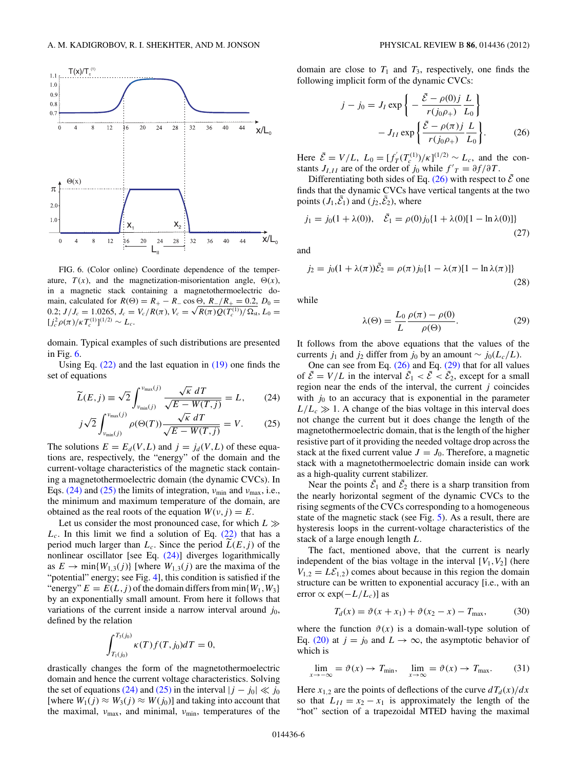FIG. 6. (Color online) Coordinate dependence of the temperature, $T(x)$, and the magnetization-misorientation angle, $\Theta(x)$, in a magnetic stack containing a magnetothermoelectric domain, calculated for $R(\Theta) = R_+ - R_- \cos\Theta$, $R_-/R_+ = 0.2$, $D_0 = 0.2$; $J/J_c = 1.0265$, $J_c = V_c/R(\pi)$, $V_c = \sqrt{R(\pi)Q(T_c^{(1)})/\Omega_{st}}$, $L_0 = [j_c^2\rho(\pi)/\kappa T_c^{(1)}]^{(1/2)} \sim L_c$.

domain. Typical examples of such distributions are presented in Fig. 6.

Using Eq. (22) and the last equation in (19) one finds the set of equations

$$\widetilde{L}(E,j) \equiv \sqrt{2}\int_{\nu_{\min}(j)}^{\nu_{\max}(j)} \frac{\sqrt{\kappa}\,dT}{\sqrt{E - W(T,j)}} = L, \tag{24}$$

$$j\sqrt{2}\int_{\nu_{\min}(j)}^{\nu_{\max}(j)} \rho(\Theta(T))\frac{\sqrt{\kappa}\,dT}{\sqrt{E - W(T,j)}} = V. \tag{25}$$

The solutions $E = E_d(V,L)$ and $j = j_d(V,L)$ of these equations are, respectively, the "energy" of the domain and the current-voltage characteristics of the magnetic stack containing a magnetothermoelectric domain (the dynamic CVCs). In Eqs. (24) and (25) the limits of integration, $\nu_{\min}$ and $\nu_{\max}$, i.e., the minimum and maximum temperature of the domain, are obtained as the real roots of the equation $W(\nu,j) = E$.

Let us consider the most pronounced case, for which $L \gg L_c$. In this limit we find a solution of Eq. (22) that has a period much larger than $L_c$. Since the period $\widetilde{L}(E,j)$ of the nonlinear oscillator [see Eq. (24)] diverges logarithmically as $E \to \min\{W_{1,3}(j)\}$ [where $W_{1,3}(j)$ are the maxima of the "potential" energy; see Fig. 4], this condition is satisfied if the "energy" $E = E(L,j)$ of the domain differs from $\min\{W_1,W_3\}$ by an exponentially small amount. From here it follows that variations of the current inside a narrow interval around $j_0$, defined by the relation

$$\int_{T_1(j_0)}^{T_3(j_0)} \kappa(T)f(T,j_0)dT = 0,$$

drastically changes the form of the magnetothermoelectric domain and hence the current voltage characteristics. Solving the set of equations (24) and (25) in the interval $|j - j_0| \ll j_0$ [where $W_1(j) \approx W_3(j) \approx W(j_0)$] and taking into account that the maximal, $\nu_{\max}$, and minimal, $\nu_{\min}$, temperatures of the domain are close to $T_1$ and $T_3$, respectively, one finds the following implicit form of the dynamic CVCs:

$$j - j_0 = J_I \exp\left\{-\frac{\bar{\mathcal{E}} - \rho(0)j}{r(j_0\rho_+)}\frac{L}{L_0}\right\} - J_{II}\exp\left\{\frac{\bar{\mathcal{E}} - \rho(\pi)j}{r(j_0\rho_+)}\frac{L}{L_0}\right\}. \tag{26}$$

Here $\bar{\mathcal{E}} = V/L$, $L_0 = [f_T'(T_c^{(1)})/\kappa]^{(1/2)} \sim L_c$, and the constants $J_{I,II}$ are of the order of $j_0$ while $f'_T = \partial f/\partial T$.

Differentiating both sides of Eq. (26) with respect to $\bar{\mathcal{E}}$ one finds that the dynamic CVCs have vertical tangents at the two points $(J_1,\bar{\mathcal{E}}_1)$ and $(j_2,\bar{\mathcal{E}}_2)$, where

$$j_1 = j_0(1 + \lambda(0)), \quad \bar{\mathcal{E}}_1 = \rho(0)j_0\{1 + \lambda(0)[1 - \ln\lambda(0)]\} \tag{27}$$

and

$$j_2 = j_0(1 + \lambda(\pi))\bar{\mathcal{E}}_2 = \rho(\pi)j_0\{1 - \lambda(\pi)[1 - \ln\lambda(\pi)]\} \tag{28}$$

while

$$\lambda(\Theta) = \frac{L_0}{L}\frac{\rho(\pi) - \rho(0)}{\rho(\Theta)}. \tag{29}$$

It follows from the above equations that the values of the currents $j_1$ and $j_2$ differ from $j_0$ by an amount $\sim j_0(L_c/L)$.

One can see from Eq. (26) and Eq. (29) that for all values of $\bar{\mathcal{E}} = V/L$ in the interval $\bar{\mathcal{E}}_1 < \bar{\mathcal{E}} < \bar{\mathcal{E}}_2$, except for a small region near the ends of the interval, the current $j$ coincides with $j_0$ to an accuracy that is exponential in the parameter $L/L_c \gg 1$. A change of the bias voltage in this interval does not change the current but it does change the length of the magnetothermoelectric domain, that is the length of the higher resistive part of it providing the needed voltage drop across the stack at the fixed current value $J = J_0$. Therefore, a magnetic stack with a magnetothermoelectric domain inside can work as a high-quality current stabilizer.

Near the points $\bar{\mathcal{E}}_1$ and $\bar{\mathcal{E}}_2$ there is a sharp transition from the nearly horizontal segment of the dynamic CVCs to the rising segments of the CVCs corresponding to a homogeneous state of the magnetic stack (see Fig. 5). As a result, there are hysteresis loops in the current-voltage characteristics of the stack of a large enough length $L$.

The fact, mentioned above, that the current is nearly independent of the bias voltage in the interval $[V_1,V_2]$ (here $V_{1,2} = L\mathcal{E}_{1,2}$) comes about because in this region the domain structure can be written to exponential accuracy [i.e., with an error $\propto \exp(-L/L_c)$] as

$$T_d(x) = \vartheta(x + x_1) + \vartheta(x_2 - x) - T_{\max}, \tag{30}$$

where the function $\vartheta(x)$ is a domain-wall-type solution of Eq. (20) at $j = j_0$ and $L \to \infty$, the asymptotic behavior of which is

$$\lim_{x\to-\infty} = \vartheta(x) \to T_{\min}, \quad \lim_{x\to\infty} = \vartheta(x) \to T_{\max}. \tag{31}$$

Here $x_{1,2}$ are the points of deflections of the curve $dT_d(x)/dx$ so that $L_{II} = x_2 - x_1$ is approximately the length of the "hot" section of a trapezoidal MTED having the maximal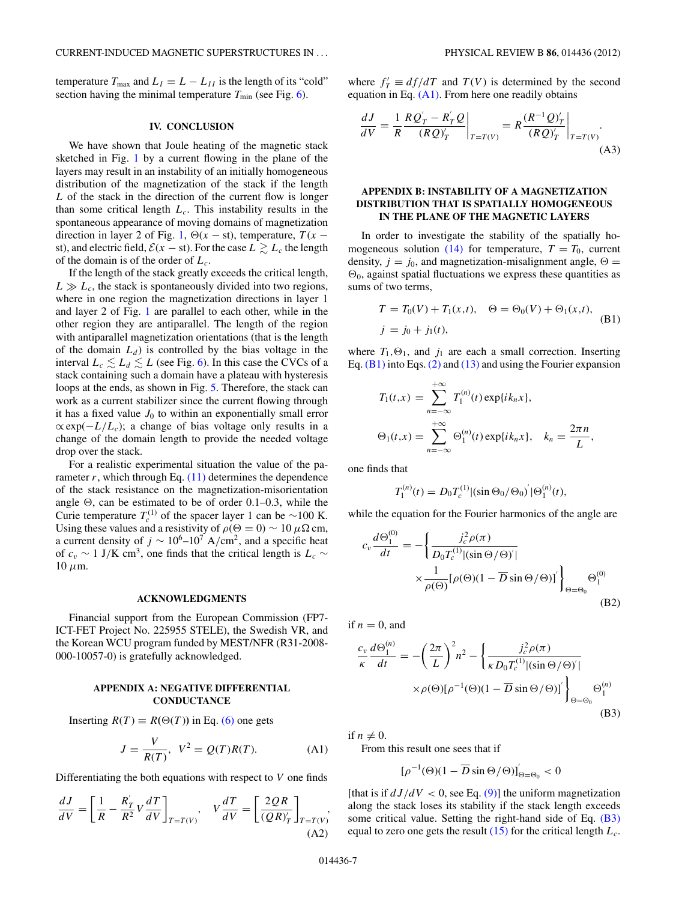temperature $T_{\max}$ and $L_I = L - L_{II}$ is the length of its "cold" section having the minimal temperature $T_{\min}$ (see Fig. 6).

## IV. CONCLUSION

We have shown that Joule heating of the magnetic stack sketched in Fig. 1 by a current flowing in the plane of the layers may result in an instability of an initially homogeneous distribution of the magnetization of the stack if the length $L$ of the stack in the direction of the current flow is longer than some critical length $L_c$. This instability results in the spontaneous appearance of moving domains of magnetization direction in layer 2 of Fig. 1, $\Theta(x - st)$, temperature, $T(x - st)$, and electric field, $\mathcal{E}(x - st)$. For the case $L \gtrsim L_c$ the length of the domain is of the order of $L_c$.

If the length of the stack greatly exceeds the critical length, $L \gg L_c$, the stack is spontaneously divided into two regions, where in one region the magnetization directions in layer 1 and layer 2 of Fig. 1 are parallel to each other, while in the other region they are antiparallel. The length of the region with antiparallel magnetization orientations (that is the length of the domain $L_d$) is controlled by the bias voltage in the interval $L_c \lesssim L_d \lesssim L$ (see Fig. 6). In this case the CVCs of a stack containing such a domain have a plateau with hysteresis loops at the ends, as shown in Fig. 5. Therefore, the stack can work as a current stabilizer since the current flowing through it has a fixed value $J_0$ to within an exponentially small error $\propto \exp(-L/L_c)$; a change of bias voltage only results in a change of the domain length to provide the needed voltage drop over the stack.

For a realistic experimental situation the value of the parameter $r$, which through Eq. (11) determines the dependence of the stack resistance on the magnetization-misorientation angle $\Theta$, can be estimated to be of order 0.1–0.3, while the Curie temperature $T_c^{(1)}$ of the spacer layer 1 can be $\sim$100 K. Using these values and a resistivity of $\rho(\Theta = 0) \sim 10\,\mu\Omega$ cm, a current density of $j \sim 10^6$–$10^7$ A/cm$^2$, and a specific heat of $c_v \sim 1$ J/K cm$^3$, one finds that the critical length is $L_c \sim 10\,\mu$m.

## ACKNOWLEDGMENTS

Financial support from the European Commission (FP7-ICT-FET Project No. 225955 STELE), the Swedish VR, and the Korean WCU program funded by MEST/NFR (R31-2008-000-10057-0) is gratefully acknowledged.

## APPENDIX A: NEGATIVE DIFFERENTIAL CONDUCTANCE

Inserting $R(T) \equiv R(\Theta(T))$ in Eq. (6) one gets

$$J = \frac{V}{R(T)}, \quad V^2 = Q(T)R(T). \tag{A1}$$

Differentiating the both equations with respect to $V$ one finds

$$\frac{dJ}{dV} = \left[\frac{1}{R} - \frac{R_T'}{R^2}V\frac{dT}{dV}\right]_{T=T(V)}, \quad V\frac{dT}{dV} = \left[\frac{2QR}{(QR)_T'}\right]_{T=T(V)}, \tag{A2}$$

where $f_T' \equiv df/dT$ and $T(V)$ is determined by the second equation in Eq. (A1). From here one readily obtains

$$\frac{dJ}{dV} = \frac{1}{R}\left.\frac{RQ_T' - R_T'Q}{(RQ)_T'}\right|_{T=T(V)} = R\left.\frac{(R^{-1}Q)_T'}{(RQ)_T'}\right|_{T=T(V)}. \tag{A3}$$

## APPENDIX B: INSTABILITY OF A MAGNETIZATION DISTRIBUTION THAT IS SPATIALLY HOMOGENEOUS IN THE PLANE OF THE MAGNETIC LAYERS

In order to investigate the stability of the spatially homogeneous solution (14) for temperature, $T = T_0$, current density, $j = j_0$, and magnetization-misalignment angle, $\Theta = \Theta_0$, against spatial fluctuations we express these quantities as sums of two terms,

$$T = T_0(V) + T_1(x,t), \quad \Theta = \Theta_0(V) + \Theta_1(x,t),$$
$$j = j_0 + j_1(t), \tag{B1}$$

where $T_1, \Theta_1$, and $j_1$ are each a small correction. Inserting Eq. (B1) into Eqs. (2) and (13) and using the Fourier expansion

$$T_1(t,x) = \sum_{n=-\infty}^{+\infty} T_1^{(n)}(t)\exp\{ik_n x\},$$
$$\Theta_1(t,x) = \sum_{n=-\infty}^{+\infty} \Theta_1^{(n)}(t)\exp\{ik_n x\}, \quad k_n = \frac{2\pi n}{L},$$

one finds that

$$T_1^{(n)}(t) = D_0 T_c^{(1)}|(\sin\Theta_0/\Theta_0)'|\Theta_1^{(n)}(t),$$

while the equation for the Fourier harmonics of the angle are

$$c_v\frac{d\Theta_1^{(0)}}{dt} = -\left\{\frac{j_c^2\rho(\pi)}{D_0 T_c^{(1)}|(\sin\Theta/\Theta)'|} \times \frac{1}{\rho(\Theta)}[\rho(\Theta)(1 - \overline{D}\sin\Theta/\Theta)]'\right\}_{\Theta=\Theta_0}\Theta_1^{(0)} \tag{B2}$$

if $n = 0$, and

$$\frac{c_v}{\kappa}\frac{d\Theta_1^{(n)}}{dt} = -\left(\frac{2\pi}{L}\right)^2 n^2 - \left\{\frac{j_c^2\rho(\pi)}{\kappa D_0 T_c^{(1)}|(\sin\Theta/\Theta)'|} \times \rho(\Theta)[\rho^{-1}(\Theta)(1 - \overline{D}\sin\Theta/\Theta)]'\right\}_{\Theta=\Theta_0}\Theta_1^{(n)} \tag{B3}$$

if $n \neq 0$.

From this result one sees that if

$$[\rho^{-1}(\Theta)(1 - \overline{D}\sin\Theta/\Theta)]'_{\Theta=\Theta_0} < 0$$

[that is if $dJ/dV < 0$, see Eq. (9)] the uniform magnetization along the stack loses its stability if the stack length exceeds some critical value. Setting the right-hand side of Eq. (B3) equal to zero one gets the result (15) for the critical length $L_c$.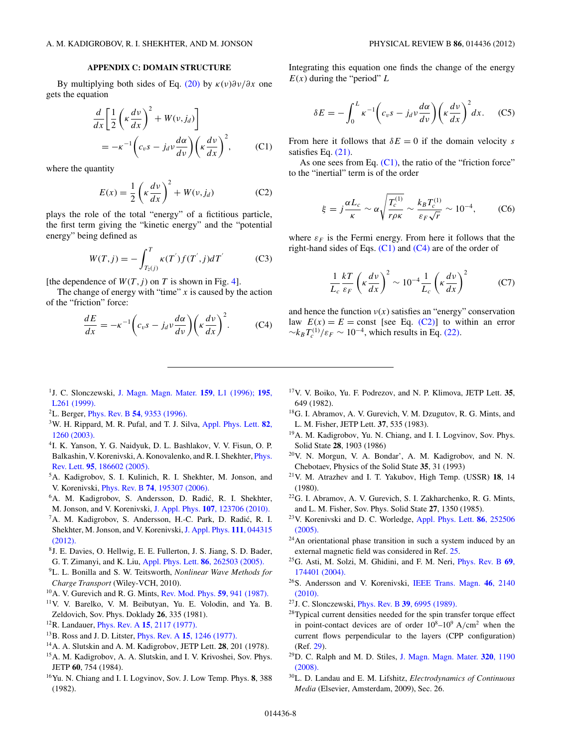### APPENDIX C: DOMAIN STRUCTURE

By multiplying both sides of Eq. (20) by $\kappa(\nu)\partial\nu/\partial x$ one gets the equation

$$\frac{d}{dx}\left[\frac{1}{2}\left(\kappa\frac{d\nu}{dx}\right)^2 + W(\nu, j_d)\right] = -\kappa^{-1}\left(c_\nu s - j_d\nu\frac{d\alpha}{d\nu}\right)\left(\kappa\frac{d\nu}{dx}\right)^2, \tag{C1}$$

where the quantity

$$E(x) = \frac{1}{2}\left(\kappa\frac{d\nu}{dx}\right)^2 + W(\nu, j_d) \tag{C2}$$

plays the role of the total "energy" of a fictitious particle, the first term giving the "kinetic energy" and the "potential energy" being defined as

$$W(T, j) = -\int_{T_2(j)}^{T} \kappa(T^{'}) f(T^{'}, j) dT^{'} \tag{C3}$$

[the dependence of $W(T, j)$ on $T$ is shown in Fig. 4].

The change of energy with "time" $x$ is caused by the action of the "friction" force:

$$\frac{dE}{dx} = -\kappa^{-1}\left(c_\nu s - j_d\nu\frac{d\alpha}{d\nu}\right)\left(\kappa\frac{d\nu}{dx}\right)^2. \tag{C4}$$

Integrating this equation one finds the change of the energy $E(x)$ during the "period" $L$

$$\delta E = -\int_0^L \kappa^{-1}\left(c_\nu s - j_d\nu\frac{d\alpha}{d\nu}\right)\left(\kappa\frac{d\nu}{dx}\right)^2 dx. \tag{C5}$$

From here it follows that $\delta E = 0$ if the domain velocity $s$ satisfies Eq. (21).

As one sees from Eq. (C1), the ratio of the "friction force" to the "inertial" term is of the order

$$\xi = j\frac{\alpha L_c}{\kappa} \sim \alpha\sqrt{\frac{T_c^{(1)}}{r\rho\kappa}} \sim \frac{k_B T_c^{(1)}}{\varepsilon_F\sqrt{r}} \sim 10^{-4}, \tag{C6}$$

where $\varepsilon_F$ is the Fermi energy. From here it follows that the right-hand sides of Eqs. (C1) and (C4) are of the order of

$$\frac{1}{L_c}\frac{kT}{\varepsilon_F}\left(\kappa\frac{d\nu}{dx}\right)^2 \sim 10^{-4}\frac{1}{L_c}\left(\kappa\frac{d\nu}{dx}\right)^2 \tag{C7}$$

and hence the function $\nu(x)$ satisfies an "energy" conservation law $E(x) = E = \text{const}$ [see Eq. (C2)] to within an error $\sim k_B T_c^{(1)}/\varepsilon_F \sim 10^{-4}$, which results in Eq. (22).

---

[1] J. C. Slonczewski, J. Magn. Magn. Mater. **159**, L1 (1996); **195**, L261 (1999).
[2] L. Berger, Phys. Rev. B **54**, 9353 (1996).
[3] W. H. Rippard, M. R. Pufal, and T. J. Silva, Appl. Phys. Lett. **82**, 1260 (2003).
[4] I. K. Yanson, Y. G. Naidyuk, D. L. Bashlakov, V. V. Fisun, O. P. Balkashin, V. Korenivski, A. Konovalenko, and R. I. Shekhter, Phys. Rev. Lett. **95**, 186602 (2005).
[5] A. Kadigrobov, S. I. Kulinich, R. I. Shekhter, M. Jonson, and V. Korenivski, Phys. Rev. B **74**, 195307 (2006).
[6] A. M. Kadigrobov, S. Andersson, D. Radić, R. I. Shekhter, M. Jonson, and V. Korenivski, J. Appl. Phys. **107**, 123706 (2010).
[7] A. M. Kadigrobov, S. Andersson, H.-C. Park, D. Radić, R. I. Shekhter, M. Jonson, and V. Korenivski, J. Appl. Phys. **111**, 044315 (2012).
[8] J. E. Davies, O. Hellwig, E. E. Fullerton, J. S. Jiang, S. D. Bader, G. T. Zimanyi, and K. Liu, Appl. Phys. Lett. **86**, 262503 (2005).
[9] L. L. Bonilla and S. W. Teitsworth, *Nonlinear Wave Methods for Charge Transport* (Wiley-VCH, 2010).
[10] A. V. Gurevich and R. G. Mints, Rev. Mod. Phys. **59**, 941 (1987).
[11] V. V. Barelko, V. M. Beibutyan, Yu. E. Volodin, and Ya. B. Zeldovich, Sov. Phys. Doklady **26**, 335 (1981).
[12] R. Landauer, Phys. Rev. A **15**, 2117 (1977).
[13] B. Ross and J. D. Litster, Phys. Rev. A **15**, 1246 (1977).
[14] A. A. Slutskin and A. M. Kadigrobov, JETP Lett. **28**, 201 (1978).
[15] A. M. Kadigrobov, A. A. Slutskin, and I. V. Krivoshei, Sov. Phys. JETP **60**, 754 (1984).
[16] Yu. N. Chiang and I. I. Logvinov, Sov. J. Low Temp. Phys. **8**, 388 (1982).
[17] V. V. Boiko, Yu. F. Podrezov, and N. P. Klimova, JETP Lett. **35**, 649 (1982).
[18] G. I. Abramov, A. V. Gurevich, V. M. Dzugutov, R. G. Mints, and L. M. Fisher, JETP Lett. **37**, 535 (1983).
[19] A. M. Kadigrobov, Yu. N. Chiang, and I. I. Logvinov, Sov. Phys. Solid State **28**, 1903 (1986)
[20] V. N. Morgun, V. A. Bondar', A. M. Kadigrobov, and N. N. Chebotaev, Physics of the Solid State **35**, 31 (1993)
[21] V. M. Atrazhev and I. T. Yakubov, High Temp. (USSR) **18**, 14 (1980).
[22] G. I. Abramov, A. V. Gurevich, S. I. Zakharchenko, R. G. Mints, and L. M. Fisher, Sov. Phys. Solid State **27**, 1350 (1985).
[23] V. Korenivski and D. C. Worledge, Appl. Phys. Lett. **86**, 252506 (2005).
[24] An orientational phase transition in such a system induced by an external magnetic field was considered in Ref. 25.
[25] G. Asti, M. Solzi, M. Ghidini, and F. M. Neri, Phys. Rev. B **69**, 174401 (2004).
[26] S. Andersson and V. Korenivski, IEEE Trans. Magn. **46**, 2140 (2010).
[27] J. C. Slonczewski, Phys. Rev. B **39**, 6995 (1989).
[28] Typical current densities needed for the spin transfer torque effect in point-contact devices are of order $10^8$–$10^9$ A/cm$^2$ when the current flows perpendicular to the layers (CPP configuration) (Ref. 29).
[29] D. C. Ralph and M. D. Stiles, J. Magn. Magn. Mater. **320**, 1190 (2008).
[30] L. D. Landau and E. M. Lifshitz, *Electrodynamics of Continuous Media* (Elsevier, Amsterdam, 2009), Sec. 26.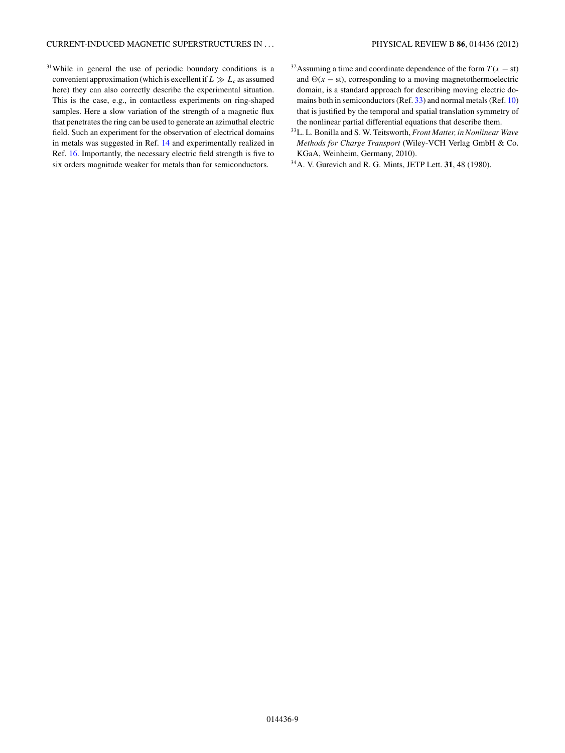[31] While in general the use of periodic boundary conditions is a convenient approximation (which is excellent if $L \gg L_c$ as assumed here) they can also correctly describe the experimental situation. This is the case, e.g., in contactless experiments on ring-shaped samples. Here a slow variation of the strength of a magnetic flux that penetrates the ring can be used to generate an azimuthal electric field. Such an experiment for the observation of electrical domains in metals was suggested in Ref. 14 and experimentally realized in Ref. 16. Importantly, the necessary electric field strength is five to six orders magnitude weaker for metals than for semiconductors.

[32] Assuming a time and coordinate dependence of the form $T(x - \mathrm{st})$ and $\Theta(x - \mathrm{st})$, corresponding to a moving magnetothermoelectric domain, is a standard approach for describing moving electric domains both in semiconductors (Ref. 33) and normal metals (Ref. 10) that is justified by the temporal and spatial translation symmetry of the nonlinear partial differential equations that describe them.

[33] L. L. Bonilla and S. W. Teitsworth, *Front Matter, in Nonlinear Wave Methods for Charge Transport* (Wiley-VCH Verlag GmbH & Co. KGaA, Weinheim, Germany, 2010).

[34] A. V. Gurevich and R. G. Mints, JETP Lett. **31**, 48 (1980).